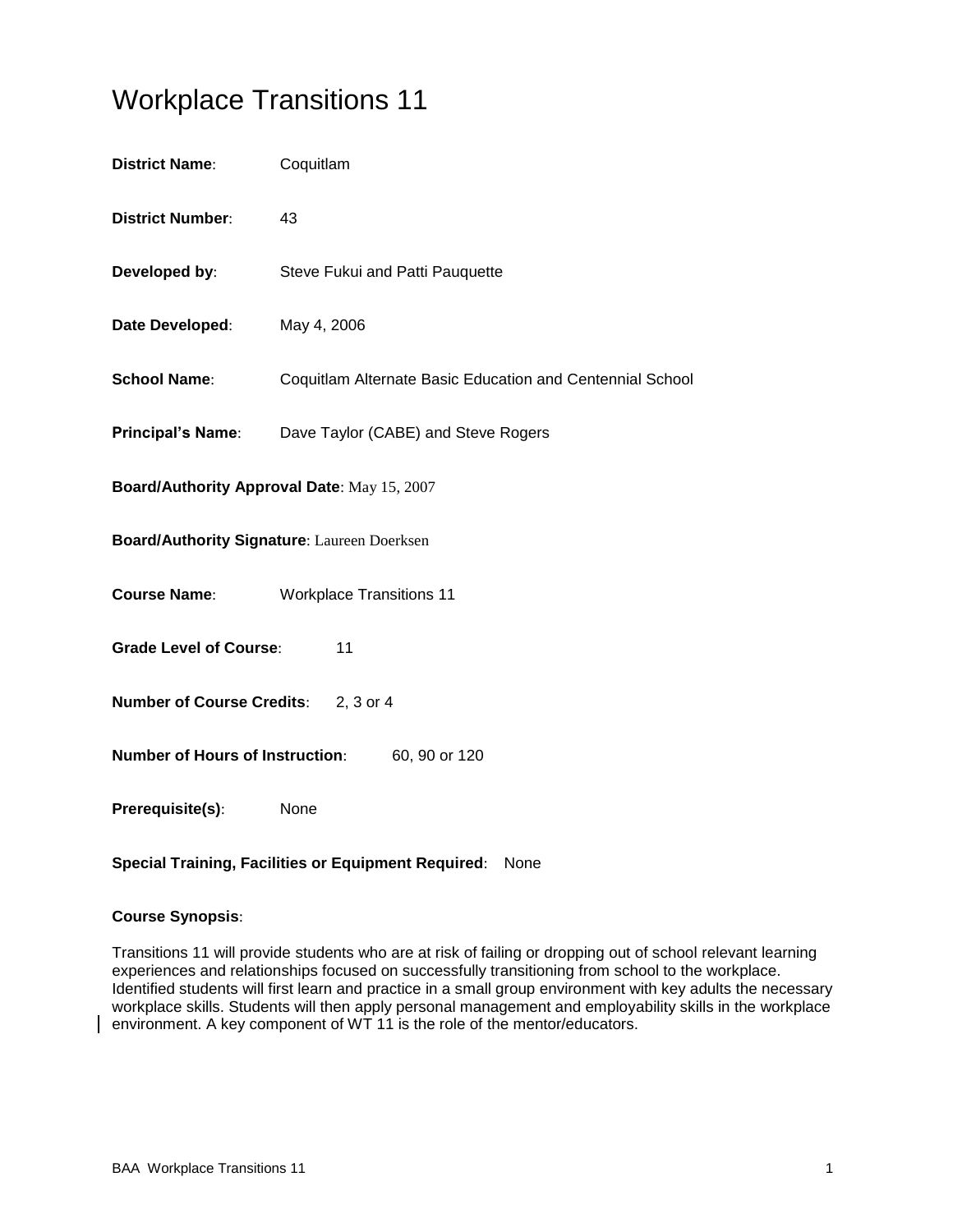# Workplace Transitions 11

**District Name**: Coquitlam

**District Number**: 43

**Developed by**: Steve Fukui and Patti Pauquette

**Date Developed**: May 4, 2006

**School Name**: Coquitlam Alternate Basic Education and Centennial School

**Principal's Name**: Dave Taylor (CABE) and Steve Rogers

**Board/Authority Approval Date**: May 15, 2007

**Board/Authority Signature**: Laureen Doerksen

**Course Name**: Workplace Transitions 11

**Grade Level of Course**: 11

**Number of Course Credits**: 2, 3 or 4

**Number of Hours of Instruction**: 60, 90 or 120

**Prerequisite(s)**: None

**Special Training, Facilities or Equipment Required**: None

**Course Synopsis**:

Transitions 11 will provide students who are at risk of failing or dropping out of school relevant learning experiences and relationships focused on successfully transitioning from school to the workplace. Identified students will first learn and practice in a small group environment with key adults the necessary workplace skills. Students will then apply personal management and employability skills in the workplace environment. A key component of WT 11 is the role of the mentor/educators.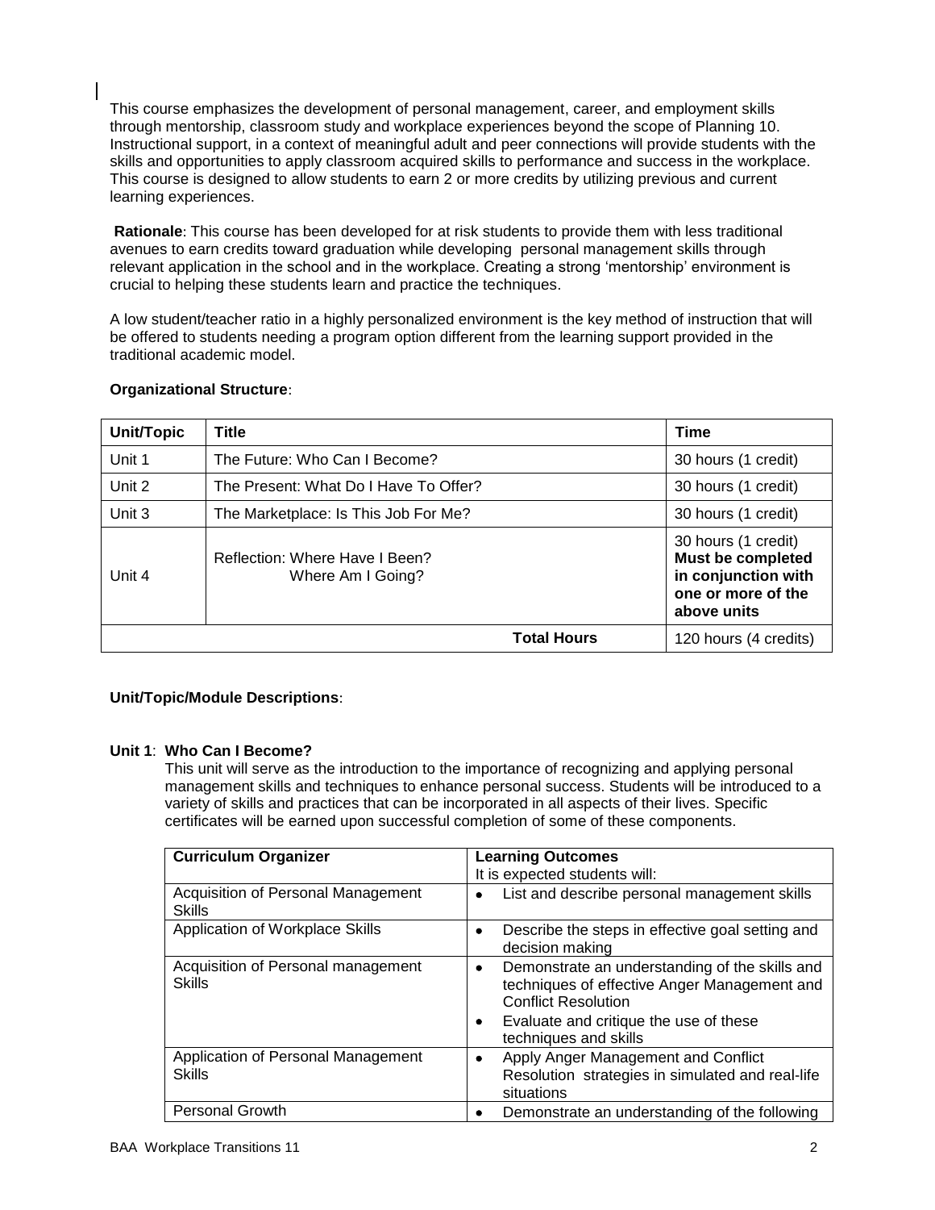This course emphasizes the development of personal management, career, and employment skills through mentorship, classroom study and workplace experiences beyond the scope of Planning 10. Instructional support, in a context of meaningful adult and peer connections will provide students with the skills and opportunities to apply classroom acquired skills to performance and success in the workplace. This course is designed to allow students to earn 2 or more credits by utilizing previous and current learning experiences.

**Rationale**: This course has been developed for at risk students to provide them with less traditional avenues to earn credits toward graduation while developing personal management skills through relevant application in the school and in the workplace. Creating a strong 'mentorship' environment is crucial to helping these students learn and practice the techniques.

A low student/teacher ratio in a highly personalized environment is the key method of instruction that will be offered to students needing a program option different from the learning support provided in the traditional academic model.

**Organizational Structure**:

| Unit/Topic | Title | Time |
|---|---|---|
| Unit 1 | The Future: Who Can I Become? | 30 hours (1 credit) |
| Unit 2 | The Present: What Do I Have To Offer? | 30 hours (1 credit) |
| Unit 3 | The Marketplace: Is This Job For Me? | 30 hours (1 credit) |
| Unit 4 | Reflection: Where Have I Been? Where Am I Going? | 30 hours (1 credit) **Must be completed in conjunction with one or more of the above units** |
| | **Total Hours** | 120 hours (4 credits) |

**Unit/Topic/Module Descriptions**:

**Unit 1**: **Who Can I Become?**

This unit will serve as the introduction to the importance of recognizing and applying personal management skills and techniques to enhance personal success. Students will be introduced to a variety of skills and practices that can be incorporated in all aspects of their lives. Specific certificates will be earned upon successful completion of some of these components.

| Curriculum Organizer | Learning Outcomes<br>It is expected students will: |
|---|---|
| Acquisition of Personal Management Skills | • List and describe personal management skills |
| Application of Workplace Skills | • Describe the steps in effective goal setting and decision making |
| Acquisition of Personal management Skills | • Demonstrate an understanding of the skills and techniques of effective Anger Management and Conflict Resolution<br>• Evaluate and critique the use of these techniques and skills |
| Application of Personal Management Skills | • Apply Anger Management and Conflict Resolution strategies in simulated and real-life situations |
| Personal Growth | • Demonstrate an understanding of the following |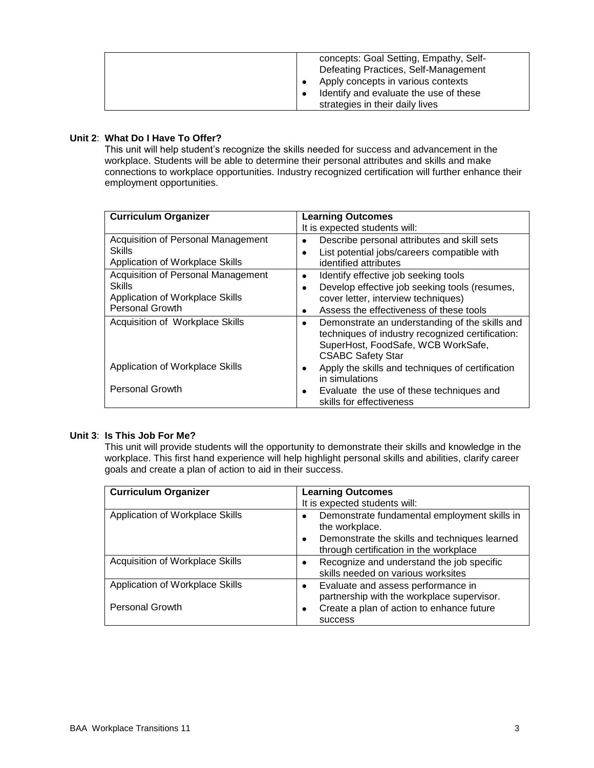| | |
|---|---|
| | concepts: Goal Setting, Empathy, Self-Defeating Practices, Self-Management<br>• Apply concepts in various contexts<br>• Identify and evaluate the use of these strategies in their daily lives |

**Unit 2**: **What Do I Have To Offer?**

This unit will help student's recognize the skills needed for success and advancement in the workplace. Students will be able to determine their personal attributes and skills and make connections to workplace opportunities. Industry recognized certification will further enhance their employment opportunities.

| **Curriculum Organizer** | **Learning Outcomes**<br>It is expected students will: |
|---|---|
| Acquisition of Personal Management Skills<br>Application of Workplace Skills | • Describe personal attributes and skill sets<br>• List potential jobs/careers compatible with identified attributes |
| Acquisition of Personal Management Skills<br>Application of Workplace Skills<br>Personal Growth | • Identify effective job seeking tools<br>• Develop effective job seeking tools (resumes, cover letter, interview techniques)<br>• Assess the effectiveness of these tools |
| Acquisition of Workplace Skills<br><br>Application of Workplace Skills<br><br>Personal Growth | • Demonstrate an understanding of the skills and techniques of industry recognized certification: SuperHost, FoodSafe, WCB WorkSafe, CSABC Safety Star<br>• Apply the skills and techniques of certification in simulations<br>• Evaluate the use of these techniques and skills for effectiveness |

**Unit 3**: **Is This Job For Me?**

This unit will provide students will the opportunity to demonstrate their skills and knowledge in the workplace. This first hand experience will help highlight personal skills and abilities, clarify career goals and create a plan of action to aid in their success.

| **Curriculum Organizer** | **Learning Outcomes**<br>It is expected students will: |
|---|---|
| Application of Workplace Skills | • Demonstrate fundamental employment skills in the workplace.<br>• Demonstrate the skills and techniques learned through certification in the workplace |
| Acquisition of Workplace Skills | • Recognize and understand the job specific skills needed on various worksites |
| Application of Workplace Skills<br><br>Personal Growth | • Evaluate and assess performance in partnership with the workplace supervisor.<br>• Create a plan of action to enhance future success |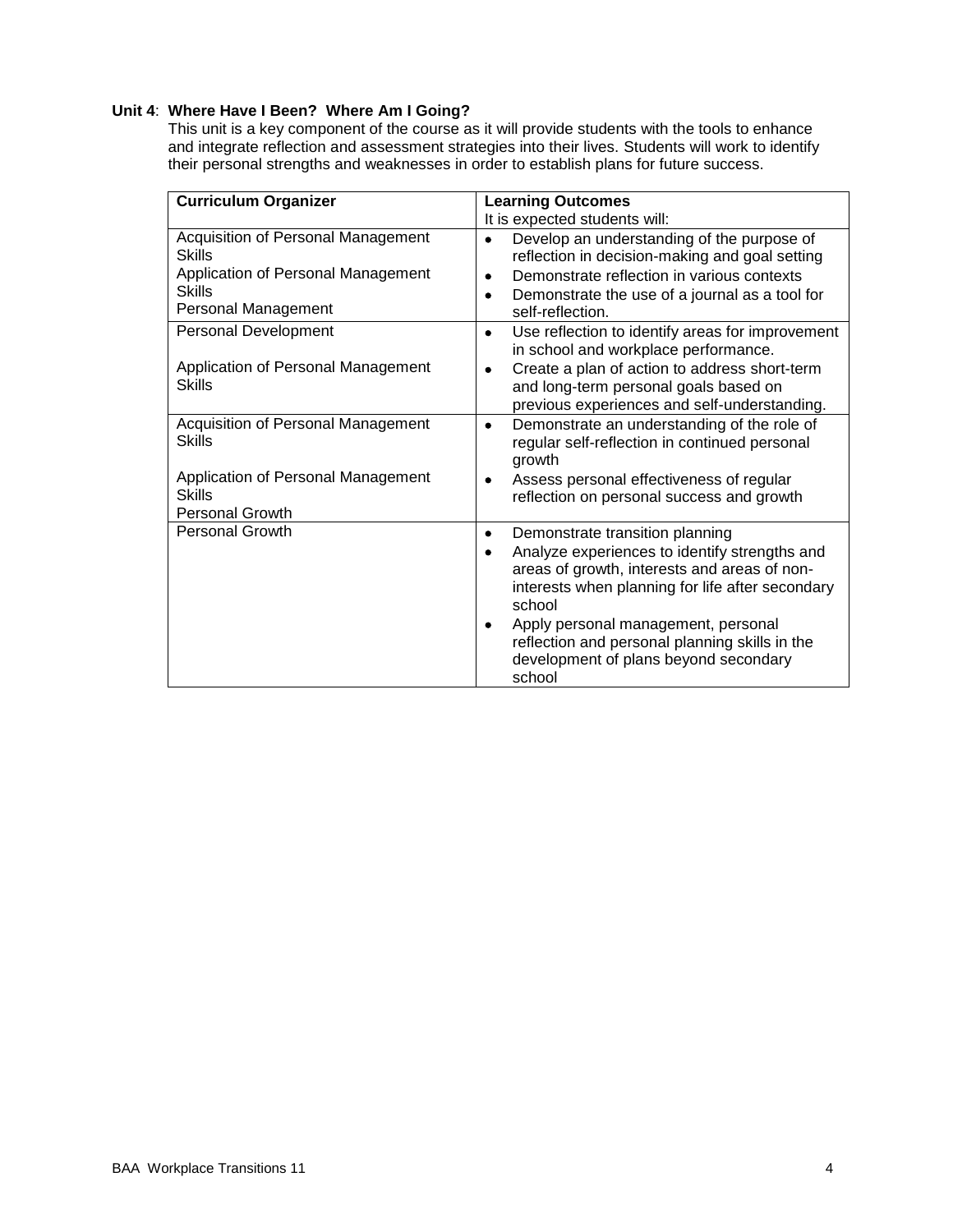**Unit 4**: **Where Have I Been? Where Am I Going?**

This unit is a key component of the course as it will provide students with the tools to enhance and integrate reflection and assessment strategies into their lives. Students will work to identify their personal strengths and weaknesses in order to establish plans for future success.

| **Curriculum Organizer** | **Learning Outcomes**<br>It is expected students will: |
|---|---|
| Acquisition of Personal Management Skills<br>Application of Personal Management Skills<br>Personal Management | • Develop an understanding of the purpose of reflection in decision-making and goal setting<br>• Demonstrate reflection in various contexts<br>• Demonstrate the use of a journal as a tool for self-reflection. |
| Personal Development<br><br>Application of Personal Management Skills | • Use reflection to identify areas for improvement in school and workplace performance.<br>• Create a plan of action to address short-term and long-term personal goals based on previous experiences and self-understanding. |
| Acquisition of Personal Management Skills<br><br>Application of Personal Management Skills<br>Personal Growth | • Demonstrate an understanding of the role of regular self-reflection in continued personal growth<br>• Assess personal effectiveness of regular reflection on personal success and growth |
| Personal Growth | • Demonstrate transition planning<br>• Analyze experiences to identify strengths and areas of growth, interests and areas of non-interests when planning for life after secondary school<br>• Apply personal management, personal reflection and personal planning skills in the development of plans beyond secondary school |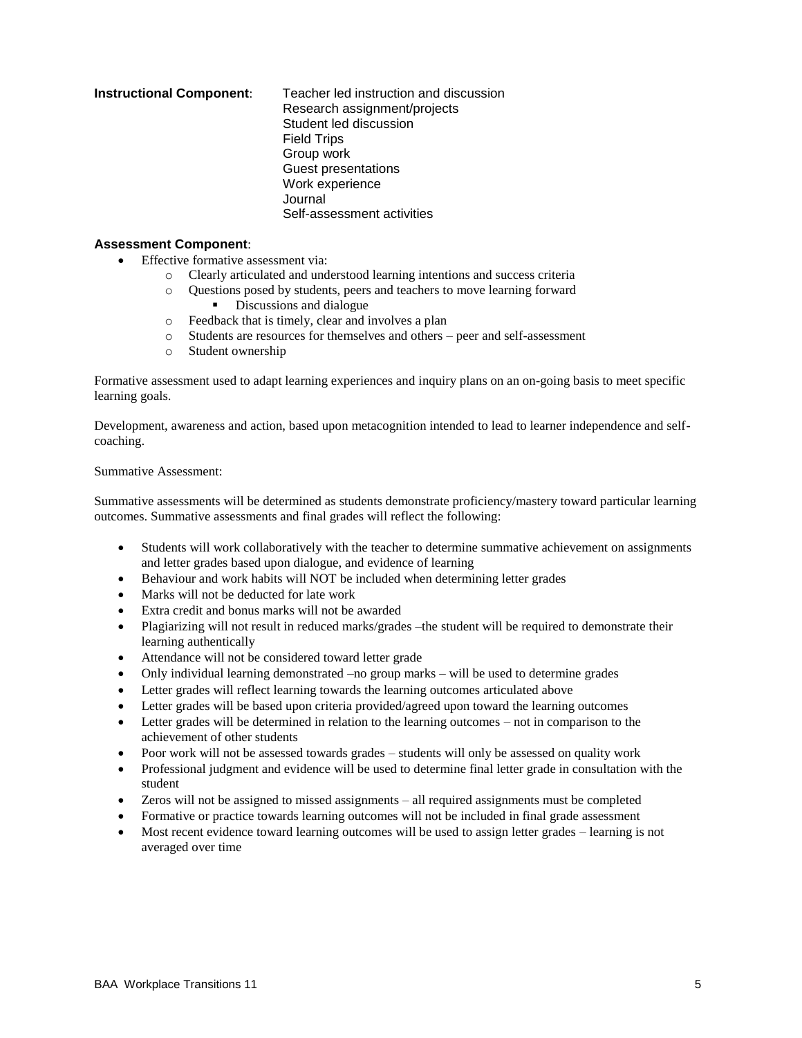**Instructional Component**:

- Teacher led instruction and discussion
- Research assignment/projects
- Student led discussion
- Field Trips
- Group work
- Guest presentations
- Work experience
- Journal
- Self-assessment activities

**Assessment Component**:

- Effective formative assessment via:
  - Clearly articulated and understood learning intentions and success criteria
  - Questions posed by students, peers and teachers to move learning forward
    - Discussions and dialogue
  - Feedback that is timely, clear and involves a plan
  - Students are resources for themselves and others – peer and self-assessment
  - Student ownership

Formative assessment used to adapt learning experiences and inquiry plans on an on-going basis to meet specific learning goals.

Development, awareness and action, based upon metacognition intended to lead to learner independence and self-coaching.

Summative Assessment:

Summative assessments will be determined as students demonstrate proficiency/mastery toward particular learning outcomes. Summative assessments and final grades will reflect the following:

- Students will work collaboratively with the teacher to determine summative achievement on assignments and letter grades based upon dialogue, and evidence of learning
- Behaviour and work habits will NOT be included when determining letter grades
- Marks will not be deducted for late work
- Extra credit and bonus marks will not be awarded
- Plagiarizing will not result in reduced marks/grades –the student will be required to demonstrate their learning authentically
- Attendance will not be considered toward letter grade
- Only individual learning demonstrated –no group marks – will be used to determine grades
- Letter grades will reflect learning towards the learning outcomes articulated above
- Letter grades will be based upon criteria provided/agreed upon toward the learning outcomes
- Letter grades will be determined in relation to the learning outcomes – not in comparison to the achievement of other students
- Poor work will not be assessed towards grades – students will only be assessed on quality work
- Professional judgment and evidence will be used to determine final letter grade in consultation with the student
- Zeros will not be assigned to missed assignments – all required assignments must be completed
- Formative or practice towards learning outcomes will not be included in final grade assessment
- Most recent evidence toward learning outcomes will be used to assign letter grades – learning is not averaged over time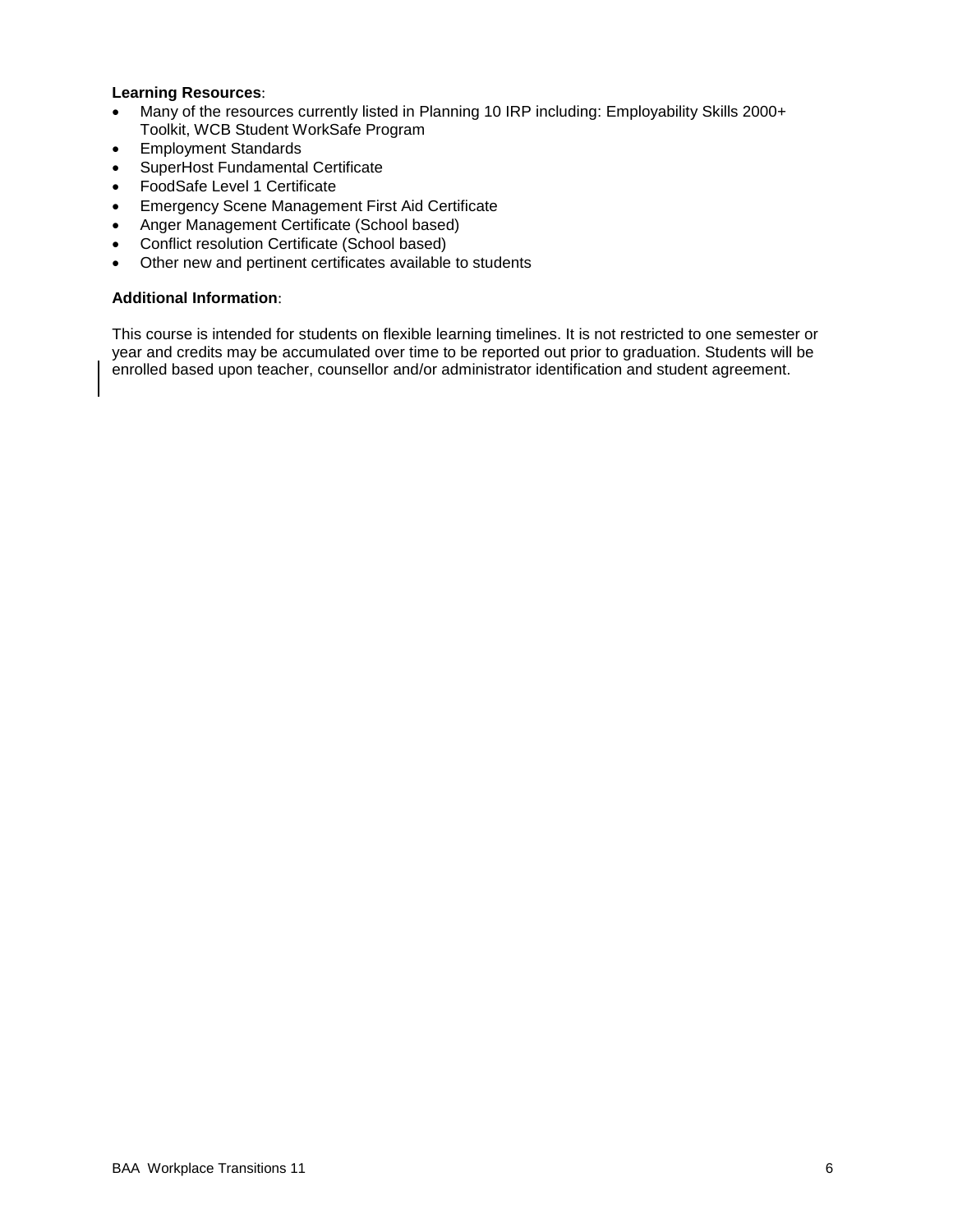**Learning Resources**:

- Many of the resources currently listed in Planning 10 IRP including: Employability Skills 2000+ Toolkit, WCB Student WorkSafe Program
- Employment Standards
- SuperHost Fundamental Certificate
- FoodSafe Level 1 Certificate
- Emergency Scene Management First Aid Certificate
- Anger Management Certificate (School based)
- Conflict resolution Certificate (School based)
- Other new and pertinent certificates available to students

**Additional Information**:

This course is intended for students on flexible learning timelines. It is not restricted to one semester or year and credits may be accumulated over time to be reported out prior to graduation. Students will be enrolled based upon teacher, counsellor and/or administrator identification and student agreement.